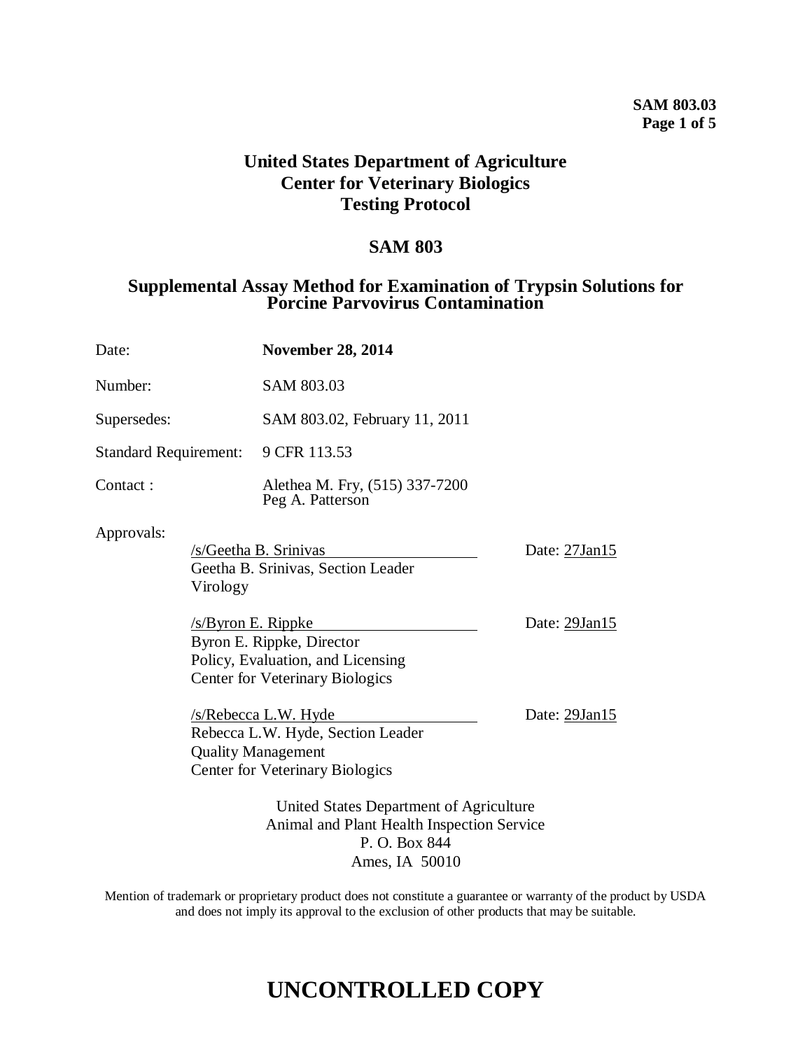# United States Department of Agriculture
# Center for Veterinary Biologics
# Testing Protocol

## SAM 803

## Supplemental Assay Method for Examination of Trypsin Solutions for Porcine Parvovirus Contamination

| | |
|---|---|
| Date: | **November 28, 2014** |
| Number: | SAM 803.03 |
| Supersedes: | SAM 803.02, February 11, 2011 |
| Standard Requirement: | 9 CFR 113.53 |
| Contact : | Alethea M. Fry, (515) 337-7200<br>Peg A. Patterson |

Approvals:

/s/Geetha B. Srinivas — Date: 27Jan15
Geetha B. Srinivas, Section Leader
Virology

/s/Byron E. Rippke — Date: 29Jan15
Byron E. Rippke, Director
Policy, Evaluation, and Licensing
Center for Veterinary Biologics

/s/Rebecca L.W. Hyde — Date: 29Jan15
Rebecca L.W. Hyde, Section Leader
Quality Management
Center for Veterinary Biologics

United States Department of Agriculture
Animal and Plant Health Inspection Service
P. O. Box 844
Ames, IA 50010

Mention of trademark or proprietary product does not constitute a guarantee or warranty of the product by USDA and does not imply its approval to the exclusion of other products that may be suitable.

# UNCONTROLLED COPY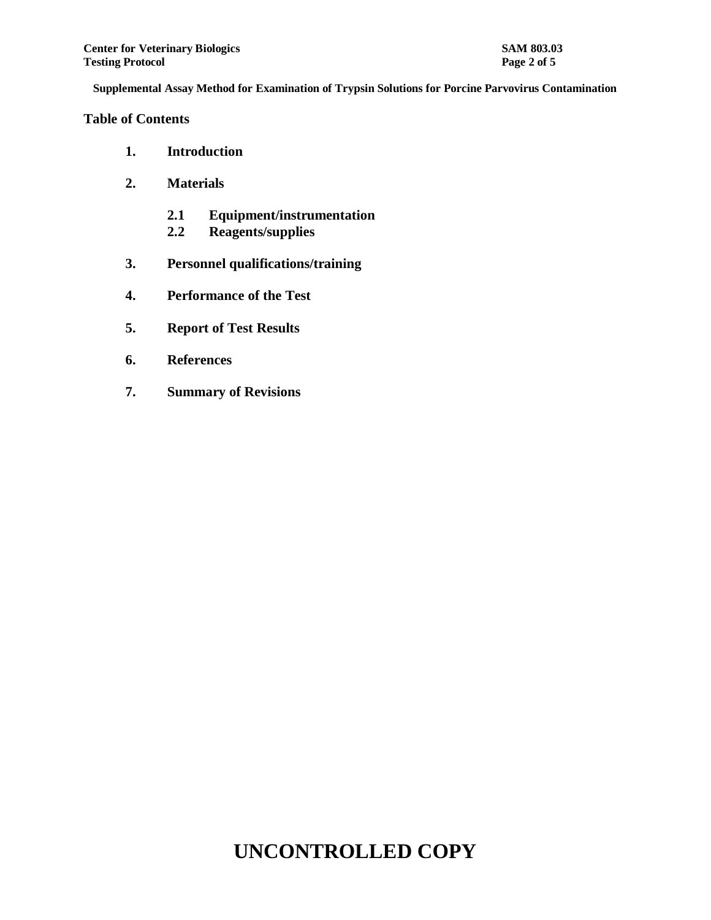## Table of Contents

1. **Introduction**
2. **Materials**
   - **2.1 Equipment/instrumentation**
   - **2.2 Reagents/supplies**
3. **Personnel qualifications/training**
4. **Performance of the Test**
5. **Report of Test Results**
6. **References**
7. **Summary of Revisions**

**UNCONTROLLED COPY**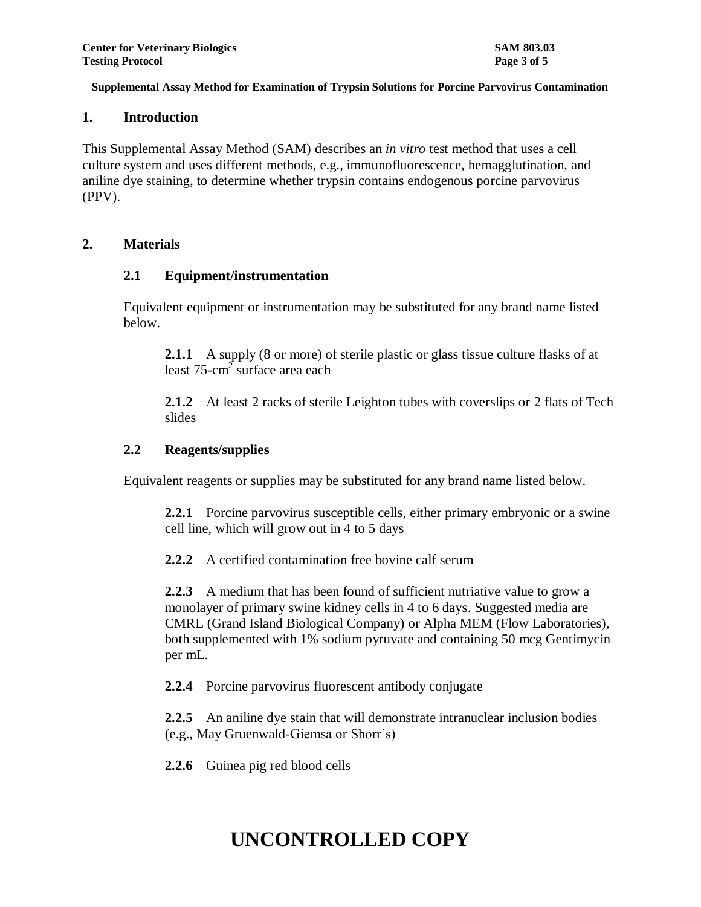**Supplemental Assay Method for Examination of Trypsin Solutions for Porcine Parvovirus Contamination**

## 1. Introduction

This Supplemental Assay Method (SAM) describes an *in vitro* test method that uses a cell culture system and uses different methods, e.g., immunofluorescence, hemagglutination, and aniline dye staining, to determine whether trypsin contains endogenous porcine parvovirus (PPV).

## 2. Materials

### 2.1 Equipment/instrumentation

Equivalent equipment or instrumentation may be substituted for any brand name listed below.

**2.1.1** A supply (8 or more) of sterile plastic or glass tissue culture flasks of at least 75-$cm^2$ surface area each

**2.1.2** At least 2 racks of sterile Leighton tubes with coverslips or 2 flats of Tech slides

### 2.2 Reagents/supplies

Equivalent reagents or supplies may be substituted for any brand name listed below.

**2.2.1** Porcine parvovirus susceptible cells, either primary embryonic or a swine cell line, which will grow out in 4 to 5 days

**2.2.2** A certified contamination free bovine calf serum

**2.2.3** A medium that has been found of sufficient nutriative value to grow a monolayer of primary swine kidney cells in 4 to 6 days. Suggested media are CMRL (Grand Island Biological Company) or Alpha MEM (Flow Laboratories), both supplemented with 1% sodium pyruvate and containing 50 mcg Gentimycin per mL.

**2.2.4** Porcine parvovirus fluorescent antibody conjugate

**2.2.5** An aniline dye stain that will demonstrate intranuclear inclusion bodies (e.g., May Gruenwald-Giemsa or Shorr's)

**2.2.6** Guinea pig red blood cells

# UNCONTROLLED COPY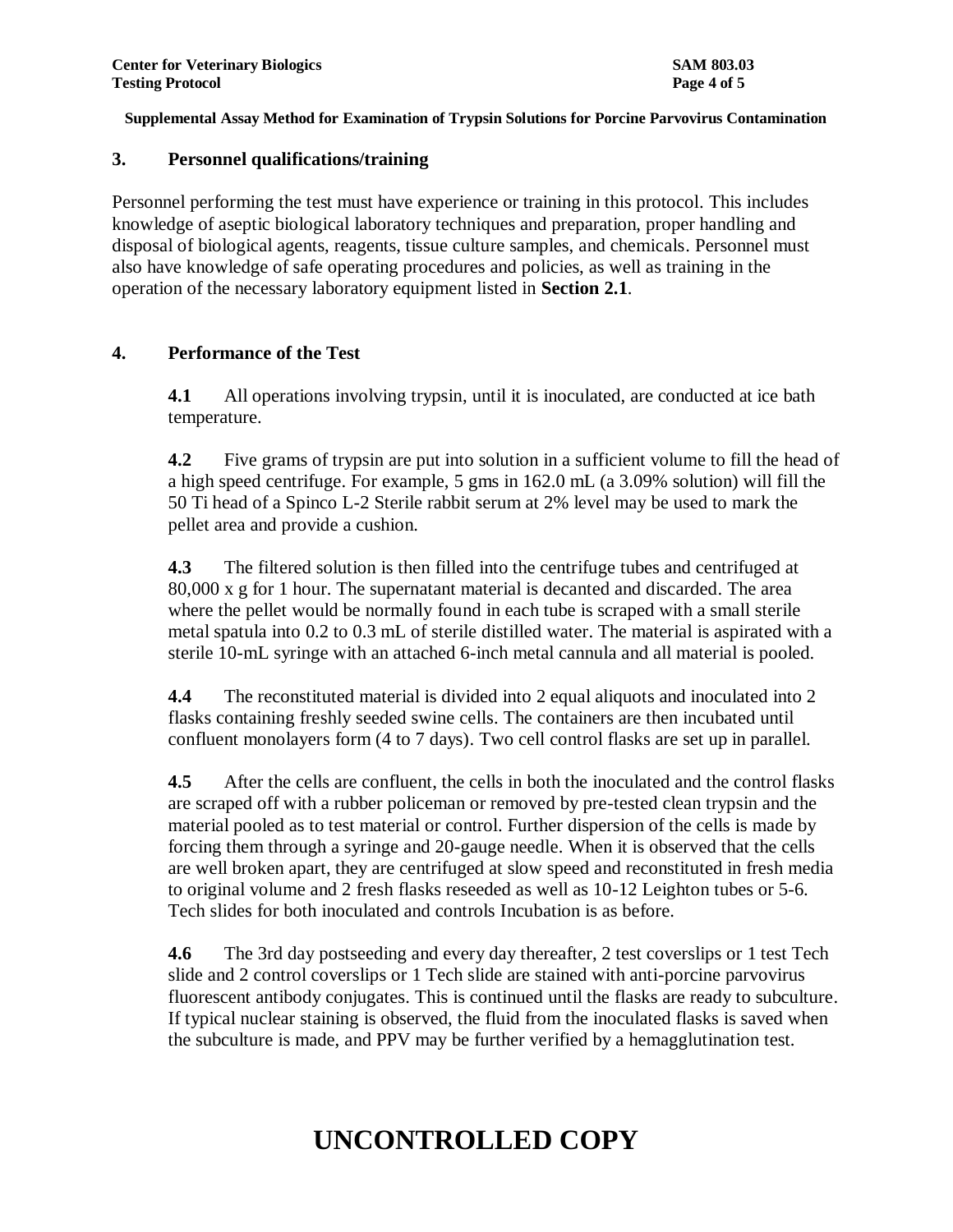## 3. Personnel qualifications/training

Personnel performing the test must have experience or training in this protocol. This includes knowledge of aseptic biological laboratory techniques and preparation, proper handling and disposal of biological agents, reagents, tissue culture samples, and chemicals. Personnel must also have knowledge of safe operating procedures and policies, as well as training in the operation of the necessary laboratory equipment listed in **Section 2.1**.

## 4. Performance of the Test

**4.1** All operations involving trypsin, until it is inoculated, are conducted at ice bath temperature.

**4.2** Five grams of trypsin are put into solution in a sufficient volume to fill the head of a high speed centrifuge. For example, 5 gms in 162.0 mL (a 3.09% solution) will fill the 50 Ti head of a Spinco L-2 Sterile rabbit serum at 2% level may be used to mark the pellet area and provide a cushion.

**4.3** The filtered solution is then filled into the centrifuge tubes and centrifuged at 80,000 x g for 1 hour. The supernatant material is decanted and discarded. The area where the pellet would be normally found in each tube is scraped with a small sterile metal spatula into 0.2 to 0.3 mL of sterile distilled water. The material is aspirated with a sterile 10-mL syringe with an attached 6-inch metal cannula and all material is pooled.

**4.4** The reconstituted material is divided into 2 equal aliquots and inoculated into 2 flasks containing freshly seeded swine cells. The containers are then incubated until confluent monolayers form (4 to 7 days). Two cell control flasks are set up in parallel.

**4.5** After the cells are confluent, the cells in both the inoculated and the control flasks are scraped off with a rubber policeman or removed by pre-tested clean trypsin and the material pooled as to test material or control. Further dispersion of the cells is made by forcing them through a syringe and 20-gauge needle. When it is observed that the cells are well broken apart, they are centrifuged at slow speed and reconstituted in fresh media to original volume and 2 fresh flasks reseeded as well as 10-12 Leighton tubes or 5-6. Tech slides for both inoculated and controls Incubation is as before.

**4.6** The 3rd day postseeding and every day thereafter, 2 test coverslips or 1 test Tech slide and 2 control coverslips or 1 Tech slide are stained with anti-porcine parvovirus fluorescent antibody conjugates. This is continued until the flasks are ready to subculture. If typical nuclear staining is observed, the fluid from the inoculated flasks is saved when the subculture is made, and PPV may be further verified by a hemagglutination test.

# UNCONTROLLED COPY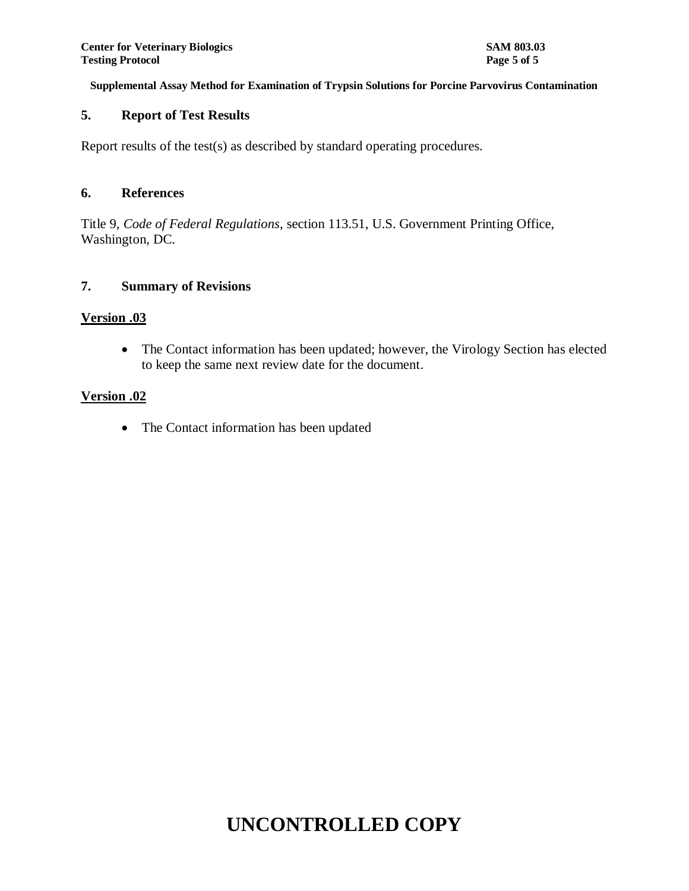## 5. Report of Test Results

Report results of the test(s) as described by standard operating procedures.

## 6. References

Title 9, *Code of Federal Regulations*, section 113.51, U.S. Government Printing Office, Washington, DC.

## 7. Summary of Revisions

**Version .03**

- The Contact information has been updated; however, the Virology Section has elected to keep the same next review date for the document.

**Version .02**

- The Contact information has been updated

**UNCONTROLLED COPY**